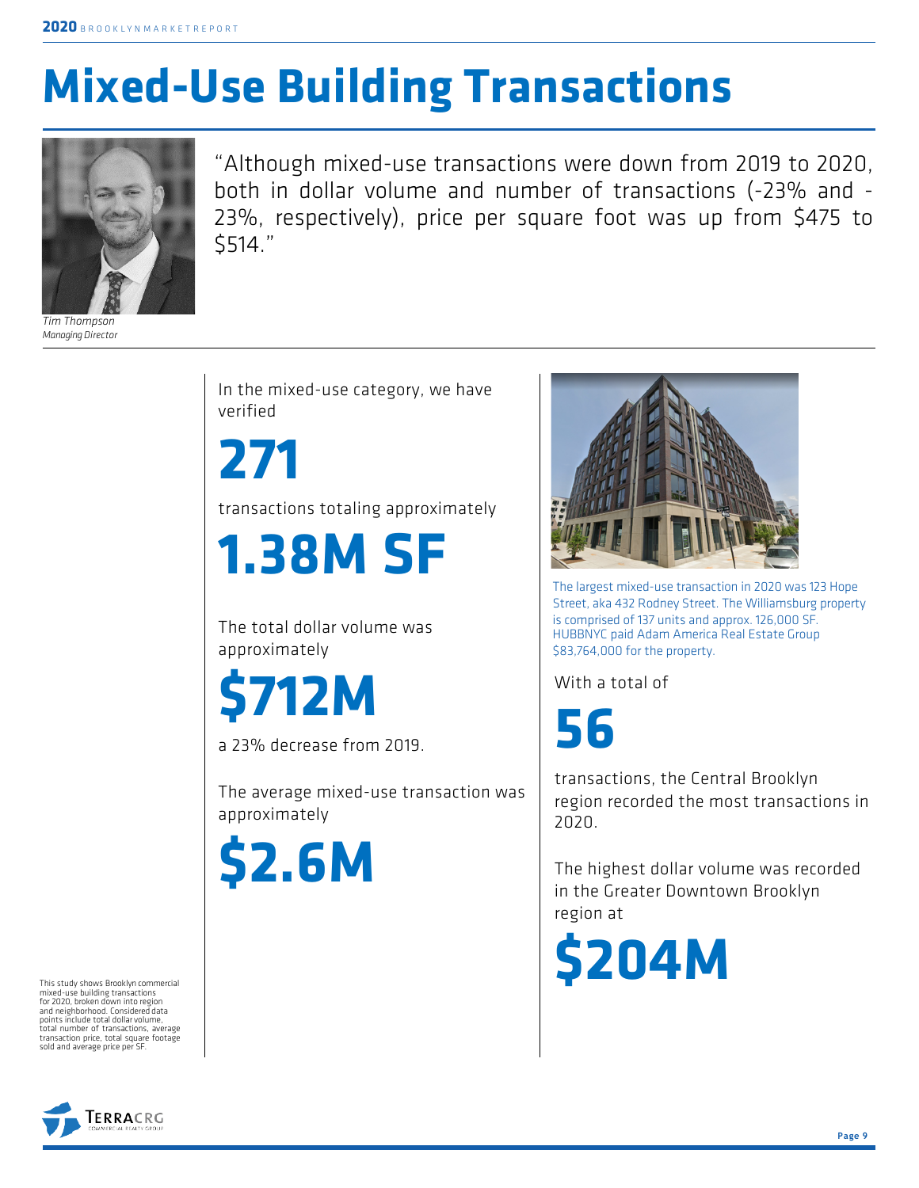# Mixed-Use Building Transactions

"Although mixed-use transactions were down from 2019 to 2020, both in dollar volume and number of transactions (-23% and -23%, respectively), price per square foot was up from $475 to $514."

*Tim Thompson*
*Managing Director*

This study shows Brooklyn commercial mixed-use building transactions for 2020, broken down into region and neighborhood. Considered data points include total dollar volume, total number of transactions, average transaction price, total square footage sold and average price per SF.

In the mixed-use category, we have verified

**271**

transactions totaling approximately

**1.38M SF**

The total dollar volume was approximately

**$712M**

a 23% decrease from 2019.

The average mixed-use transaction was approximately

**$2.6M**

The largest mixed-use transaction in 2020 was 123 Hope Street, aka 432 Rodney Street. The Williamsburg property is comprised of 137 units and approx. 126,000 SF. HUBBNYC paid Adam America Real Estate Group $83,764,000 for the property.

With a total of

**56**

transactions, the Central Brooklyn region recorded the most transactions in 2020.

The highest dollar volume was recorded in the Greater Downtown Brooklyn region at

**$204M**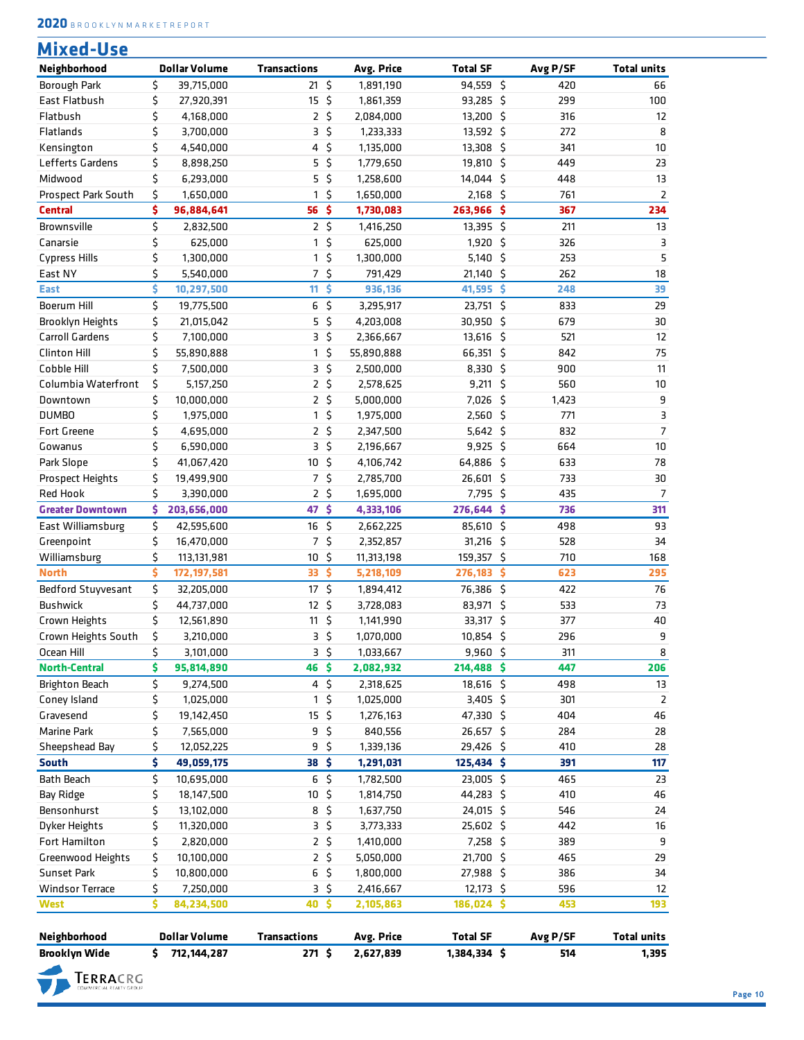## Mixed-Use

| Neighborhood | Dollar Volume | Transactions | Avg. Price | Total SF | Avg P/SF | Total units |
|---|---|---|---|---|---|---|
| Borough Park | $ 39,715,000 | 21 | $ 1,891,190 | 94,559 | $ 420 | 66 |
| East Flatbush | $ 27,920,391 | 15 | $ 1,861,359 | 93,285 | $ 299 | 100 |
| Flatbush | $ 4,168,000 | 2 | $ 2,084,000 | 13,200 | $ 316 | 12 |
| Flatlands | $ 3,700,000 | 3 | $ 1,233,333 | 13,592 | $ 272 | 8 |
| Kensington | $ 4,540,000 | 4 | $ 1,135,000 | 13,308 | $ 341 | 10 |
| Lefferts Gardens | $ 8,898,250 | 5 | $ 1,779,650 | 19,810 | $ 449 | 23 |
| Midwood | $ 6,293,000 | 5 | $ 1,258,600 | 14,044 | $ 448 | 13 |
| Prospect Park South | $ 1,650,000 | 1 | $ 1,650,000 | 2,168 | $ 761 | 2 |
| **Central** | **$ 96,884,641** | **56** | **$ 1,730,083** | **263,966** | **$ 367** | **234** |
| Brownsville | $ 2,832,500 | 2 | $ 1,416,250 | 13,395 | $ 211 | 13 |
| Canarsie | $ 625,000 | 1 | $ 625,000 | 1,920 | $ 326 | 3 |
| Cypress Hills | $ 1,300,000 | 1 | $ 1,300,000 | 5,140 | $ 253 | 5 |
| East NY | $ 5,540,000 | 7 | $ 791,429 | 21,140 | $ 262 | 18 |
| **East** | **$ 10,297,500** | **11** | **$ 936,136** | **41,595** | **$ 248** | **39** |
| Boerum Hill | $ 19,775,500 | 6 | $ 3,295,917 | 23,751 | $ 833 | 29 |
| Brooklyn Heights | $ 21,015,042 | 5 | $ 4,203,008 | 30,950 | $ 679 | 30 |
| Carroll Gardens | $ 7,100,000 | 3 | $ 2,366,667 | 13,616 | $ 521 | 12 |
| Clinton Hill | $ 55,890,888 | 1 | $ 55,890,888 | 66,351 | $ 842 | 75 |
| Cobble Hill | $ 7,500,000 | 3 | $ 2,500,000 | 8,330 | $ 900 | 11 |
| Columbia Waterfront | $ 5,157,250 | 2 | $ 2,578,625 | 9,211 | $ 560 | 10 |
| Downtown | $ 10,000,000 | 2 | $ 5,000,000 | 7,026 | $ 1,423 | 9 |
| DUMBO | $ 1,975,000 | 1 | $ 1,975,000 | 2,560 | $ 771 | 3 |
| Fort Greene | $ 4,695,000 | 2 | $ 2,347,500 | 5,642 | $ 832 | 7 |
| Gowanus | $ 6,590,000 | 3 | $ 2,196,667 | 9,925 | $ 664 | 10 |
| Park Slope | $ 41,067,420 | 10 | $ 4,106,742 | 64,886 | $ 633 | 78 |
| Prospect Heights | $ 19,499,900 | 7 | $ 2,785,700 | 26,601 | $ 733 | 30 |
| Red Hook | $ 3,390,000 | 2 | $ 1,695,000 | 7,795 | $ 435 | 7 |
| **Greater Downtown** | **$ 203,656,000** | **47** | **$ 4,333,106** | **276,644** | **$ 736** | **311** |
| East Williamsburg | $ 42,595,600 | 16 | $ 2,662,225 | 85,610 | $ 498 | 93 |
| Greenpoint | $ 16,470,000 | 7 | $ 2,352,857 | 31,216 | $ 528 | 34 |
| Williamsburg | $ 113,131,981 | 10 | $ 11,313,198 | 159,357 | $ 710 | 168 |
| **North** | **$ 172,197,581** | **33** | **$ 5,218,109** | **276,183** | **$ 623** | **295** |
| Bedford Stuyvesant | $ 32,205,000 | 17 | $ 1,894,412 | 76,386 | $ 422 | 76 |
| Bushwick | $ 44,737,000 | 12 | $ 3,728,083 | 83,971 | $ 533 | 73 |
| Crown Heights | $ 12,561,890 | 11 | $ 1,141,990 | 33,317 | $ 377 | 40 |
| Crown Heights South | $ 3,210,000 | 3 | $ 1,070,000 | 10,854 | $ 296 | 9 |
| Ocean Hill | $ 3,101,000 | 3 | $ 1,033,667 | 9,960 | $ 311 | 8 |
| **North-Central** | **$ 95,814,890** | **46** | **$ 2,082,932** | **214,488** | **$ 447** | **206** |
| Brighton Beach | $ 9,274,500 | 4 | $ 2,318,625 | 18,616 | $ 498 | 13 |
| Coney Island | $ 1,025,000 | 1 | $ 1,025,000 | 3,405 | $ 301 | 2 |
| Gravesend | $ 19,142,450 | 15 | $ 1,276,163 | 47,330 | $ 404 | 46 |
| Marine Park | $ 7,565,000 | 9 | $ 840,556 | 26,657 | $ 284 | 28 |
| Sheepshead Bay | $ 12,052,225 | 9 | $ 1,339,136 | 29,426 | $ 410 | 28 |
| **South** | **$ 49,059,175** | **38** | **$ 1,291,031** | **125,434** | **$ 391** | **117** |
| Bath Beach | $ 10,695,000 | 6 | $ 1,782,500 | 23,005 | $ 465 | 23 |
| Bay Ridge | $ 18,147,500 | 10 | $ 1,814,750 | 44,283 | $ 410 | 46 |
| Bensonhurst | $ 13,102,000 | 8 | $ 1,637,750 | 24,015 | $ 546 | 24 |
| Dyker Heights | $ 11,320,000 | 3 | $ 3,773,333 | 25,602 | $ 442 | 16 |
| Fort Hamilton | $ 2,820,000 | 2 | $ 1,410,000 | 7,258 | $ 389 | 9 |
| Greenwood Heights | $ 10,100,000 | 2 | $ 5,050,000 | 21,700 | $ 465 | 29 |
| Sunset Park | $ 10,800,000 | 6 | $ 1,800,000 | 27,988 | $ 386 | 34 |
| Windsor Terrace | $ 7,250,000 | 3 | $ 2,416,667 | 12,173 | $ 596 | 12 |
| **West** | **$ 84,234,500** | **40** | **$ 2,105,863** | **186,024** | **$ 453** | **193** |

| Neighborhood | Dollar Volume | Transactions | Avg. Price | Total SF | Avg P/SF | Total units |
|---|---|---|---|---|---|---|
| **Brooklyn Wide** | **$ 712,144,287** | **271** | **$ 2,627,839** | **1,384,334** | **$ 514** | **1,395** |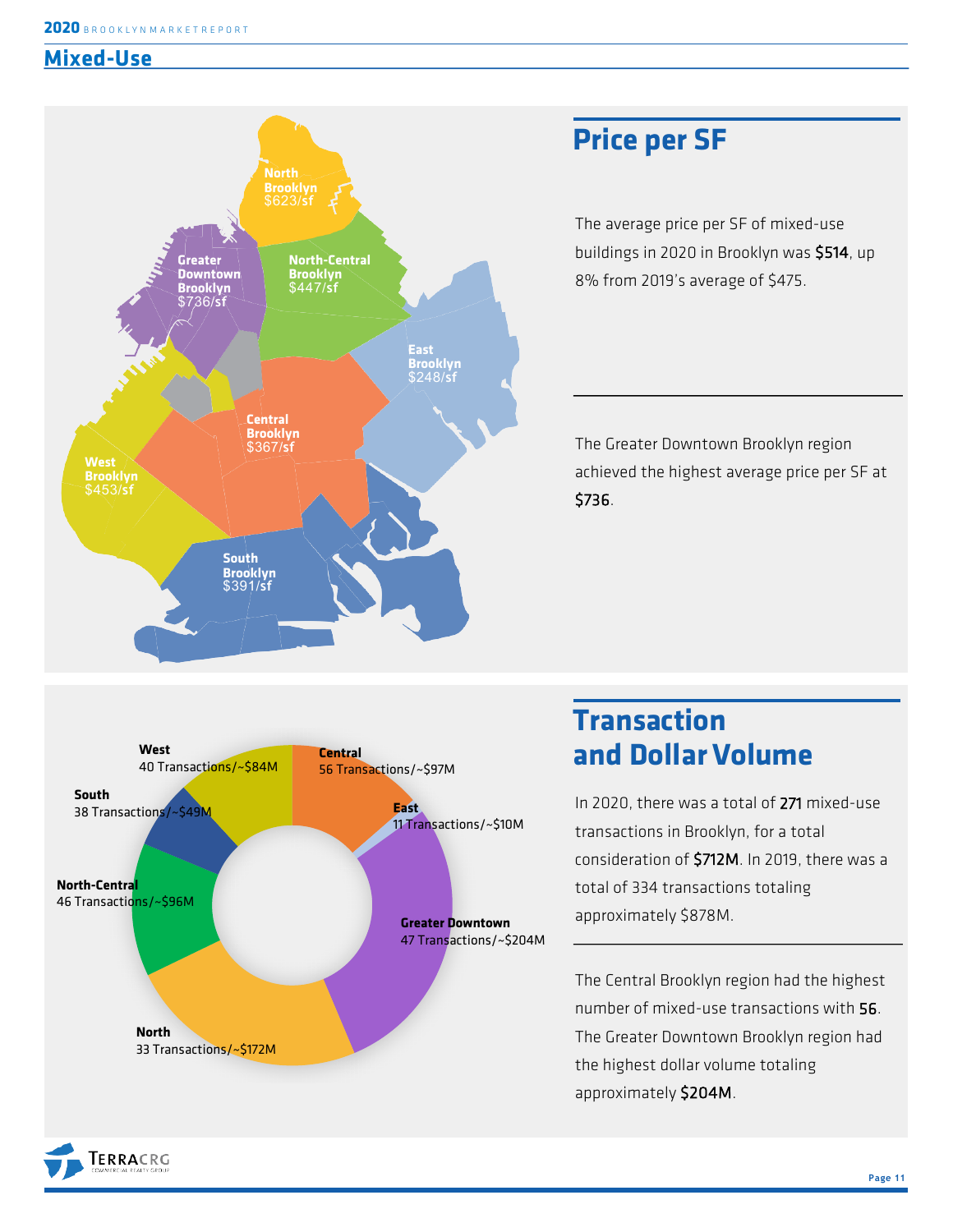## Mixed-Use

North Brooklyn $623/sf

Greater Downtown Brooklyn $736/sf

North-Central Brooklyn $447/sf

East Brooklyn $248/sf

Central Brooklyn $367/sf

West Brooklyn $453/sf

South Brooklyn $391/sf

### Price per SF

The average price per SF of mixed-use buildings in 2020 in Brooklyn was **$514**, up 8% from 2019's average of $475.

The Greater Downtown Brooklyn region achieved the highest average price per SF at **$736**.

West
40 Transactions/~$84M

Central
56 Transactions/~$97M

South
38 Transactions/~$49M

East
11 Transactions/~$10M

North-Central
46 Transactions/~$96M

Greater Downtown
47 Transactions/~$204M

North
33 Transactions/~$172M

### Transaction and Dollar Volume

In 2020, there was a total of **271** mixed-use transactions in Brooklyn, for a total consideration of **$712M**. In 2019, there was a total of 334 transactions totaling approximately $878M.

The Central Brooklyn region had the highest number of mixed-use transactions with **56**. The Greater Downtown Brooklyn region had the highest dollar volume totaling approximately **$204M**.